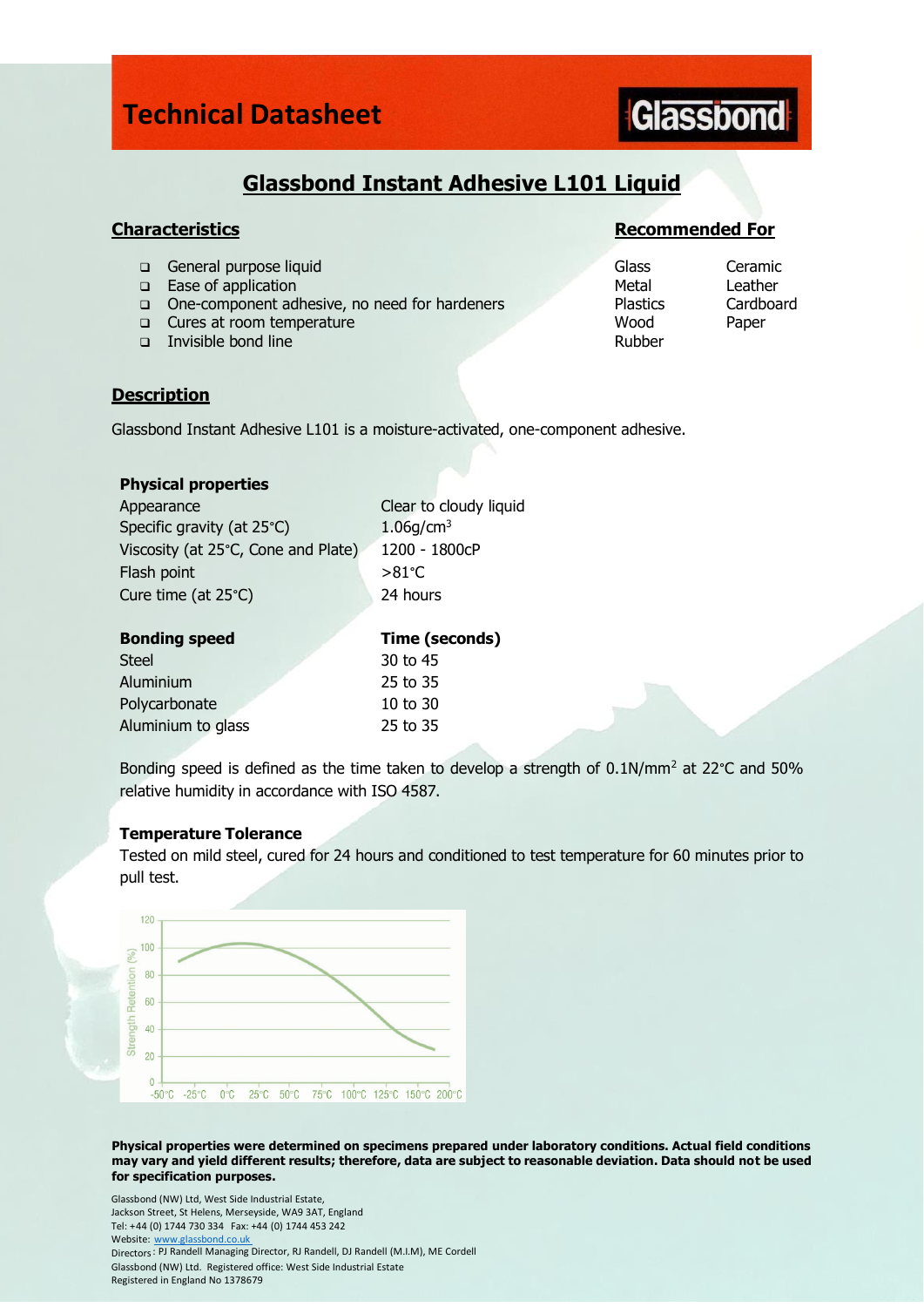# Technical Datasheet

Glassbond

## Glassbond Instant Adhesive L101 Liquid

### Characteristics

- General purpose liquid
- Ease of application
- One-component adhesive, no need for hardeners
- Cures at room temperature
- Invisible bond line

### Recommended For

| | |
|---|---|
| Glass | Ceramic |
| Metal | Leather |
| Plastics | Cardboard |
| Wood | Paper |
| Rubber | |

### Description

Glassbond Instant Adhesive L101 is a moisture-activated, one-component adhesive.

| **Physical properties** | |
|---|---|
| Appearance | Clear to cloudy liquid |
| Specific gravity (at 25°C) | 1.06g/cm$^3$ |
| Viscosity (at 25°C, Cone and Plate) | 1200 - 1800cP |
| Flash point | >81°C |
| Cure time (at 25°C) | 24 hours |

| **Bonding speed** | **Time (seconds)** |
|---|---|
| Steel | 30 to 45 |
| Aluminium | 25 to 35 |
| Polycarbonate | 10 to 30 |
| Aluminium to glass | 25 to 35 |

Bonding speed is defined as the time taken to develop a strength of 0.1N/mm$^2$ at 22°C and 50% relative humidity in accordance with ISO 4587.

**Temperature Tolerance**

Tested on mild steel, cured for 24 hours and conditioned to test temperature for 60 minutes prior to pull test.

**Physical properties were determined on specimens prepared under laboratory conditions. Actual field conditions may vary and yield different results; therefore, data are subject to reasonable deviation. Data should not be used for specification purposes.**

Glassbond (NW) Ltd, West Side Industrial Estate,
Jackson Street, St Helens, Merseyside, WA9 3AT, England
Tel: +44 (0) 1744 730 334 Fax: +44 (0) 1744 453 242
Website: www.glassbond.co.uk
Directors: PJ Randell Managing Director, RJ Randell, DJ Randell (M.I.M), ME Cordell
Glassbond (NW) Ltd. Registered office: West Side Industrial Estate
Registered in England No 1378679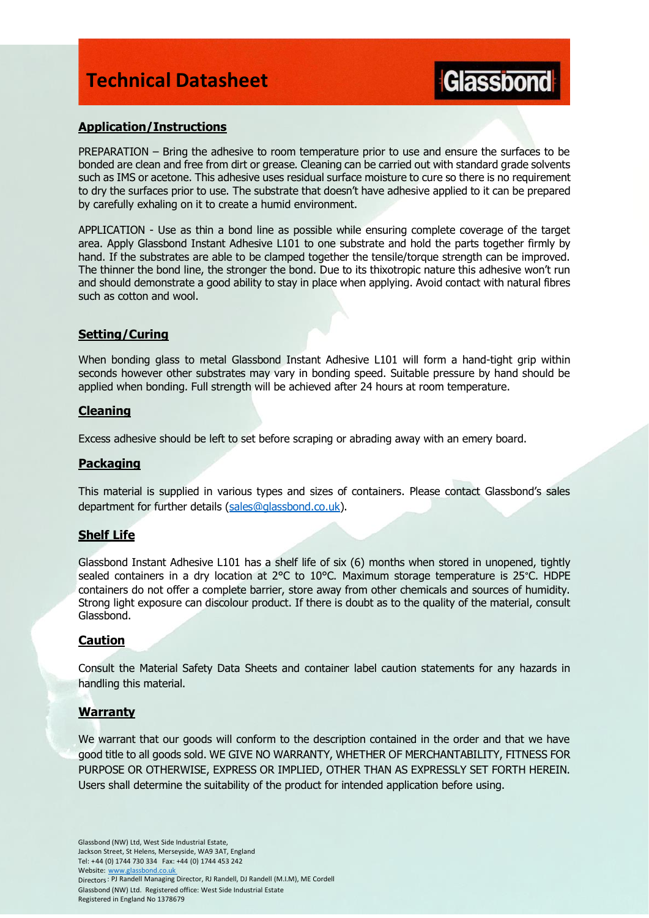# Technical Datasheet

## Application/Instructions

PREPARATION – Bring the adhesive to room temperature prior to use and ensure the surfaces to be bonded are clean and free from dirt or grease. Cleaning can be carried out with standard grade solvents such as IMS or acetone. This adhesive uses residual surface moisture to cure so there is no requirement to dry the surfaces prior to use. The substrate that doesn't have adhesive applied to it can be prepared by carefully exhaling on it to create a humid environment.

APPLICATION - Use as thin a bond line as possible while ensuring complete coverage of the target area. Apply Glassbond Instant Adhesive L101 to one substrate and hold the parts together firmly by hand. If the substrates are able to be clamped together the tensile/torque strength can be improved. The thinner the bond line, the stronger the bond. Due to its thixotropic nature this adhesive won't run and should demonstrate a good ability to stay in place when applying. Avoid contact with natural fibres such as cotton and wool.

## Setting/Curing

When bonding glass to metal Glassbond Instant Adhesive L101 will form a hand-tight grip within seconds however other substrates may vary in bonding speed. Suitable pressure by hand should be applied when bonding. Full strength will be achieved after 24 hours at room temperature.

## Cleaning

Excess adhesive should be left to set before scraping or abrading away with an emery board.

## Packaging

This material is supplied in various types and sizes of containers. Please contact Glassbond's sales department for further details (sales@glassbond.co.uk).

## Shelf Life

Glassbond Instant Adhesive L101 has a shelf life of six (6) months when stored in unopened, tightly sealed containers in a dry location at 2°C to 10°C. Maximum storage temperature is 25°C. HDPE containers do not offer a complete barrier, store away from other chemicals and sources of humidity. Strong light exposure can discolour product. If there is doubt as to the quality of the material, consult Glassbond.

## Caution

Consult the Material Safety Data Sheets and container label caution statements for any hazards in handling this material.

## Warranty

We warrant that our goods will conform to the description contained in the order and that we have good title to all goods sold. WE GIVE NO WARRANTY, WHETHER OF MERCHANTABILITY, FITNESS FOR PURPOSE OR OTHERWISE, EXPRESS OR IMPLIED, OTHER THAN AS EXPRESSLY SET FORTH HEREIN. Users shall determine the suitability of the product for intended application before using.

Glassbond (NW) Ltd, West Side Industrial Estate,
Jackson Street, St Helens, Merseyside, WA9 3AT, England
Tel: +44 (0) 1744 730 334 Fax: +44 (0) 1744 453 242
Website: www.glassbond.co.uk
Directors : PJ Randell Managing Director, RJ Randell, DJ Randell (M.I.M), ME Cordell
Glassbond (NW) Ltd. Registered office: West Side Industrial Estate
Registered in England No 1378679